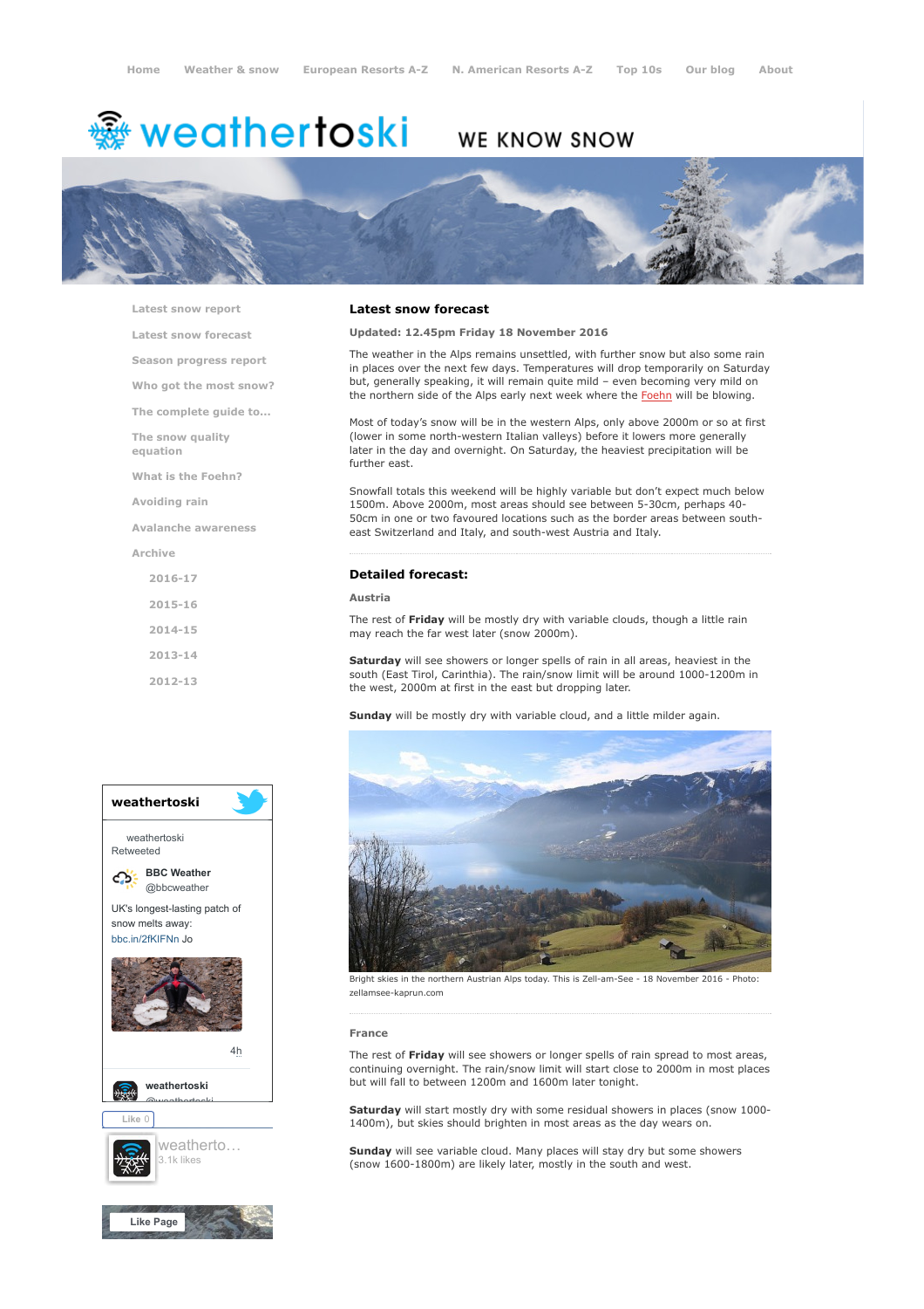Home | Weather & snow | European Resorts A-Z | N. American Resorts A-Z | Top 10s | Our blog | About

# weathertoski

WE KNOW SNOW

- Latest snow report
- Latest snow forecast
- Season progress report
- Who got the most snow?
- The complete guide to...
- The snow quality equation
- What is the Foehn?
- Avoiding rain
- Avalanche awareness
- Archive
  - 2016-17
  - 2015-16
  - 2014-15
  - 2013-14
  - 2012-13

## Latest snow forecast

**Updated: 12.45pm Friday 18 November 2016**

The weather in the Alps remains unsettled, with further snow but also some rain in places over the next few days. Temperatures will drop temporarily on Saturday but, generally speaking, it will remain quite mild – even becoming very mild on the northern side of the Alps early next week where the Foehn will be blowing.

Most of today's snow will be in the western Alps, only above 2000m or so at first (lower in some north-western Italian valleys) before it lowers more generally later in the day and overnight. On Saturday, the heaviest precipitation will be further east.

Snowfall totals this weekend will be highly variable but don't expect much below 1500m. Above 2000m, most areas should see between 5-30cm, perhaps 40-50cm in one or two favoured locations such as the border areas between south-east Switzerland and Italy, and south-west Austria and Italy.

## Detailed forecast:

### Austria

The rest of **Friday** will be mostly dry with variable clouds, though a little rain may reach the far west later (snow 2000m).

**Saturday** will see showers or longer spells of rain in all areas, heaviest in the south (East Tirol, Carinthia). The rain/snow limit will be around 1000-1200m in the west, 2000m at first in the east but dropping later.

**Sunday** will be mostly dry with variable cloud, and a little milder again.

Bright skies in the northern Austrian Alps today. This is Zell-am-See - 18 November 2016 - Photo: zellamsee-kaprun.com

### France

The rest of **Friday** will see showers or longer spells of rain spread to most areas, continuing overnight. The rain/snow limit will start close to 2000m in most places but will fall to between 1200m and 1600m later tonight.

**Saturday** will start mostly dry with some residual showers in places (snow 1000-1400m), but skies should brighten in most areas as the day wears on.

**Sunday** will see variable cloud. Many places will stay dry but some showers (snow 1600-1800m) are likely later, mostly in the south and west.

**weathertoski**

weathertoski Retweeted

BBC Weather @bbcweather

UK's longest-lasting patch of snow melts away: bbc.in/2fKIFNn Jo

4h

weathertoski @weathertoski

Like 0

weatherto... 3.1k likes

Like Page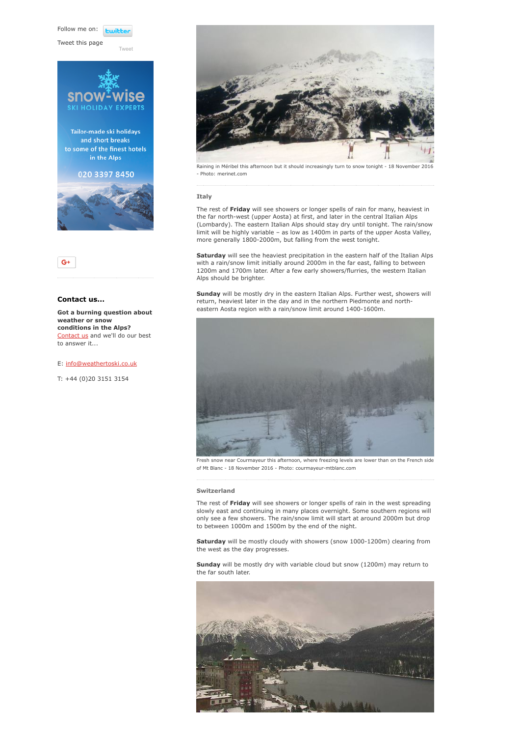Follow me on: twitter

Tweet this page

Tweet

snow-wise
SKI HOLIDAY EXPERTS

Tailor-made ski holidays and short breaks to some of the finest hotels in the Alps

020 3397 8450

G+

## Contact us...

**Got a burning question about weather or snow conditions in the Alps?** Contact us and we'll do our best to answer it...

E: info@weathertoski.co.uk

T: +44 (0)20 3151 3154

Raining in Méribel this afternoon but it should increasingly turn to snow tonight - 18 November 2016 - Photo: merinet.com

### Italy

The rest of **Friday** will see showers or longer spells of rain for many, heaviest in the far north-west (upper Aosta) at first, and later in the central Italian Alps (Lombardy). The eastern Italian Alps should stay dry until tonight. The rain/snow limit will be highly variable – as low as 1400m in parts of the upper Aosta Valley, more generally 1800-2000m, but falling from the west tonight.

**Saturday** will see the heaviest precipitation in the eastern half of the Italian Alps with a rain/snow limit initially around 2000m in the far east, falling to between 1200m and 1700m later. After a few early showers/flurries, the western Italian Alps should be brighter.

**Sunday** will be mostly dry in the eastern Italian Alps. Further west, showers will return, heaviest later in the day and in the northern Piedmonte and north-eastern Aosta region with a rain/snow limit around 1400-1600m.

Fresh snow near Courmayeur this afternoon, where freezing levels are lower than on the French side of Mt Blanc - 18 November 2016 - Photo: courmayeur-mtblanc.com

### Switzerland

The rest of **Friday** will see showers or longer spells of rain in the west spreading slowly east and continuing in many places overnight. Some southern regions will only see a few showers. The rain/snow limit will start at around 2000m but drop to between 1000m and 1500m by the end of the night.

**Saturday** will be mostly cloudy with showers (snow 1000-1200m) clearing from the west as the day progresses.

**Sunday** will be mostly dry with variable cloud but snow (1200m) may return to the far south later.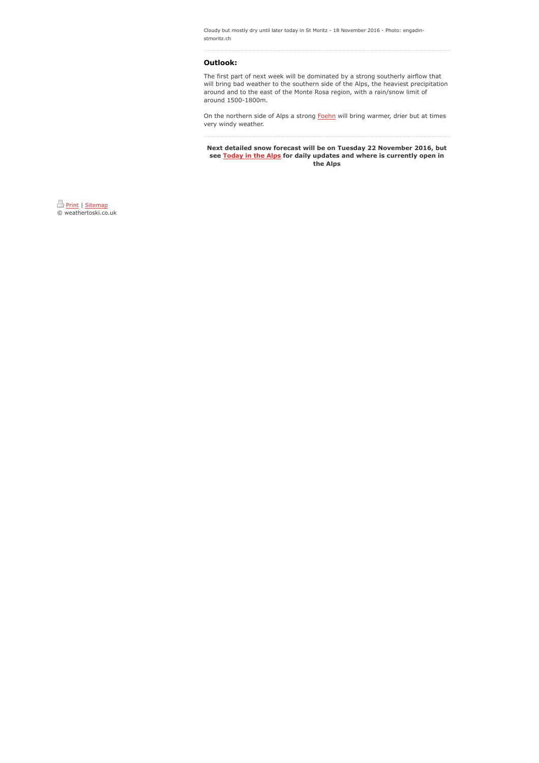Cloudy but mostly dry until later today in St Moritz - 18 November 2016 - Photo: engadin-stmoritz.ch

### Outlook:

The first part of next week will be dominated by a strong southerly airflow that will bring bad weather to the southern side of the Alps, the heaviest precipitation around and to the east of the Monte Rosa region, with a rain/snow limit of around 1500-1800m.

On the northern side of Alps a strong Foehn will bring warmer, drier but at times very windy weather.

**Next detailed snow forecast will be on Tuesday 22 November 2016, but see Today in the Alps for daily updates and where is currently open in the Alps**

Print | Sitemap
© weathertoski.co.uk